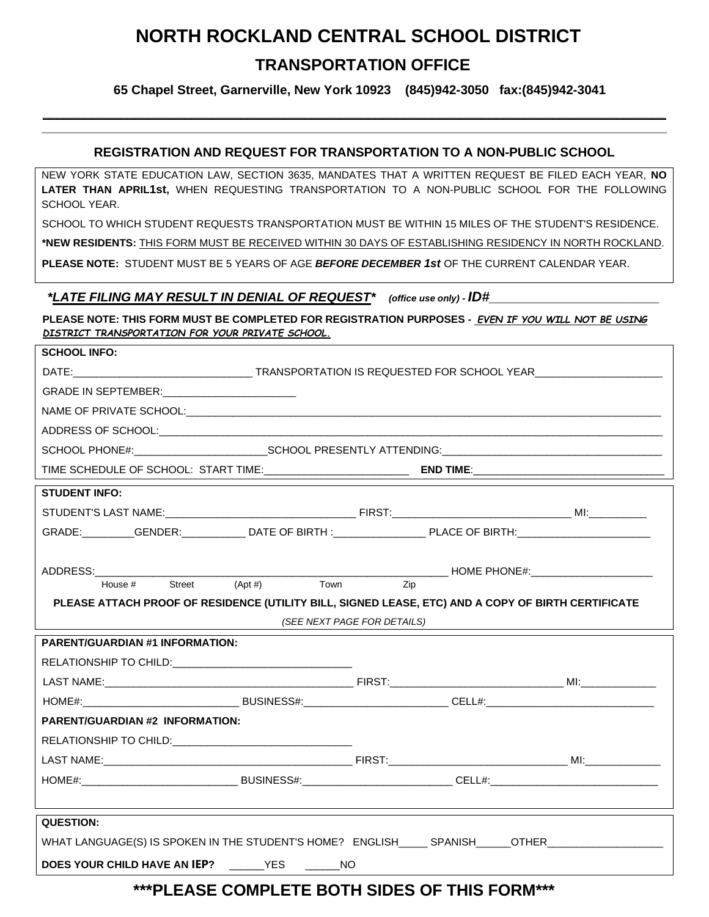# NORTH ROCKLAND CENTRAL SCHOOL DISTRICT

## TRANSPORTATION OFFICE

**65 Chapel Street, Garnerville, New York 10923 (845)942-3050 fax:(845)942-3041**

---

### REGISTRATION AND REQUEST FOR TRANSPORTATION TO A NON-PUBLIC SCHOOL

NEW YORK STATE EDUCATION LAW, SECTION 3635, MANDATES THAT A WRITTEN REQUEST BE FILED EACH YEAR, **NO LATER THAN APRIL1st,** WHEN REQUESTING TRANSPORTATION TO A NON-PUBLIC SCHOOL FOR THE FOLLOWING SCHOOL YEAR.

SCHOOL TO WHICH STUDENT REQUESTS TRANSPORTATION MUST BE WITHIN 15 MILES OF THE STUDENT'S RESIDENCE.

**\*NEW RESIDENTS:** THIS FORM MUST BE RECEIVED WITHIN 30 DAYS OF ESTABLISHING RESIDENCY IN NORTH ROCKLAND.

**PLEASE NOTE:** STUDENT MUST BE 5 YEARS OF AGE ***BEFORE DECEMBER 1st*** OF THE CURRENT CALENDAR YEAR.

***\*LATE FILING MAY RESULT IN DENIAL OF REQUEST\**** ***(office use only) - ID#***___________________________

**PLEASE NOTE: THIS FORM MUST BE COMPLETED FOR REGISTRATION PURPOSES - *EVEN IF YOU WILL NOT BE USING DISTRICT TRANSPORTATION FOR YOUR PRIVATE SCHOOL.***

**SCHOOL INFO:**

DATE:______________________________ TRANSPORTATION IS REQUESTED FOR SCHOOL YEAR______________________

GRADE IN SEPTEMBER:______________________

NAME OF PRIVATE SCHOOL:_______________________________________________________________________________

ADDRESS OF SCHOOL:___________________________________________________________________________________

SCHOOL PHONE#:______________________SCHOOL PRESENTLY ATTENDING:_____________________________________

TIME SCHEDULE OF SCHOOL: START TIME:________________________ **END TIME**:________________________________

**STUDENT INFO:**

STUDENT'S LAST NAME:________________________________ FIRST:______________________________ MI:__________

GRADE:_________GENDER:___________ DATE OF BIRTH :_______________ PLACE OF BIRTH:______________________

ADDRESS:__________________________________________________________ HOME PHONE#:_____________________
House # Street (Apt #) Town Zip

**PLEASE ATTACH PROOF OF RESIDENCE (UTILITY BILL, SIGNED LEASE, ETC) AND A COPY OF BIRTH CERTIFICATE**

*(SEE NEXT PAGE FOR DETAILS)*

**PARENT/GUARDIAN #1 INFORMATION:**

RELATIONSHIP TO CHILD:______________________________

LAST NAME:__________________________________________ FIRST:_____________________________ MI:____________

HOME#:__________________________ BUSINESS#:________________________ CELL#:____________________________

**PARENT/GUARDIAN #2 INFORMATION:**

RELATIONSHIP TO CHILD:______________________________

LAST NAME:__________________________________________ FIRST:______________________________ MI:____________

HOME#:__________________________ BUSINESS#:_________________________ CELL#:____________________________

**QUESTION:**

WHAT LANGUAGE(S) IS SPOKEN IN THE STUDENT'S HOME? ENGLISH_____ SPANISH______OTHER___________________

**DOES YOUR CHILD HAVE AN IEP?** ______YES ______NO

## \*\*\*PLEASE COMPLETE BOTH SIDES OF THIS FORM\*\*\*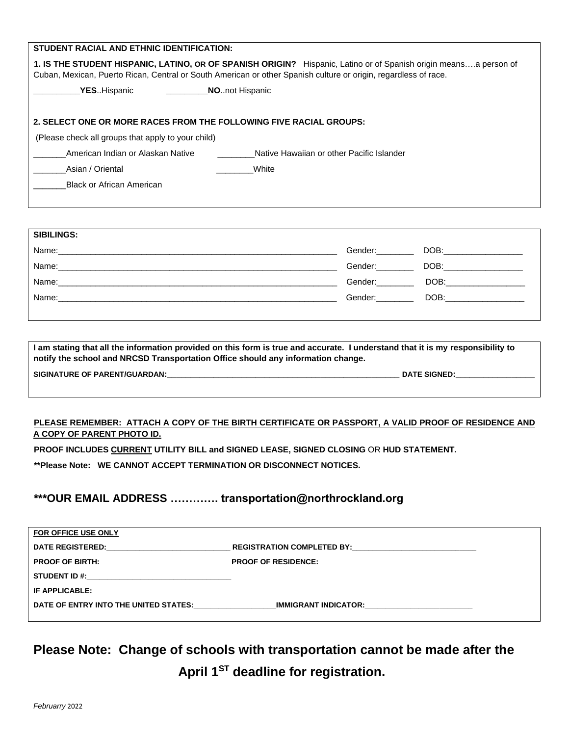**STUDENT RACIAL AND ETHNIC IDENTIFICATION:**

**1. IS THE STUDENT HISPANIC, LATINO, OR OF SPANISH ORIGIN?** Hispanic, Latino or of Spanish origin means….a person of Cuban, Mexican, Puerto Rican, Central or South American or other Spanish culture or origin, regardless of race.

__________**YES**..Hispanic __________**NO**..not Hispanic

**2. SELECT ONE OR MORE RACES FROM THE FOLLOWING FIVE RACIAL GROUPS:**

(Please check all groups that apply to your child)

_______American Indian or Alaskan Native ________Native Hawaiian or other Pacific Islander

_______Asian / Oriental ________White

_______Black or African American

**SIBILINGS:**

Name:_________________________________________________________________ Gender:________ DOB:_________________

Name:_________________________________________________________________ Gender:________ DOB:_________________

Name:_________________________________________________________________ Gender:________ DOB:_________________

Name:_________________________________________________________________ Gender:________ DOB:_________________

**I am stating that all the information provided on this form is true and accurate. I understand that it is my responsibility to notify the school and NRCSD Transportation Office should any information change.**

**SIGINATURE OF PARENT/GUARDAN:**_________________________________________________________ **DATE SIGNED:**__________________

**PLEASE REMEMBER: ATTACH A COPY OF THE BIRTH CERTIFICATE OR PASSPORT, A VALID PROOF OF RESIDENCE AND A COPY OF PARENT PHOTO ID.**

**PROOF INCLUDES CURRENT UTILITY BILL and SIGNED LEASE, SIGNED CLOSING** OR **HUD STATEMENT.**

**\*\*Please Note: WE CANNOT ACCEPT TERMINATION OR DISCONNECT NOTICES.**

**\*\*\*OUR EMAIL ADDRESS …………. transportation@northrockland.org**

**FOR OFFICE USE ONLY**

**DATE REGISTERED:**_____________________________ **REGISTRATION COMPLETED BY:**_____________________________

**PROOF OF BIRTH:**_______________________________**PROOF OF RESIDENCE:**_____________________________________

**STUDENT ID #:**__________________________________

**IF APPLICABLE:**

**DATE OF ENTRY INTO THE UNITED STATES:**___________________**IMMIGRANT INDICATOR:**_________________________

## Please Note: Change of schools with transportation cannot be made after the April 1ST deadline for registration.

*Februarry* 2022